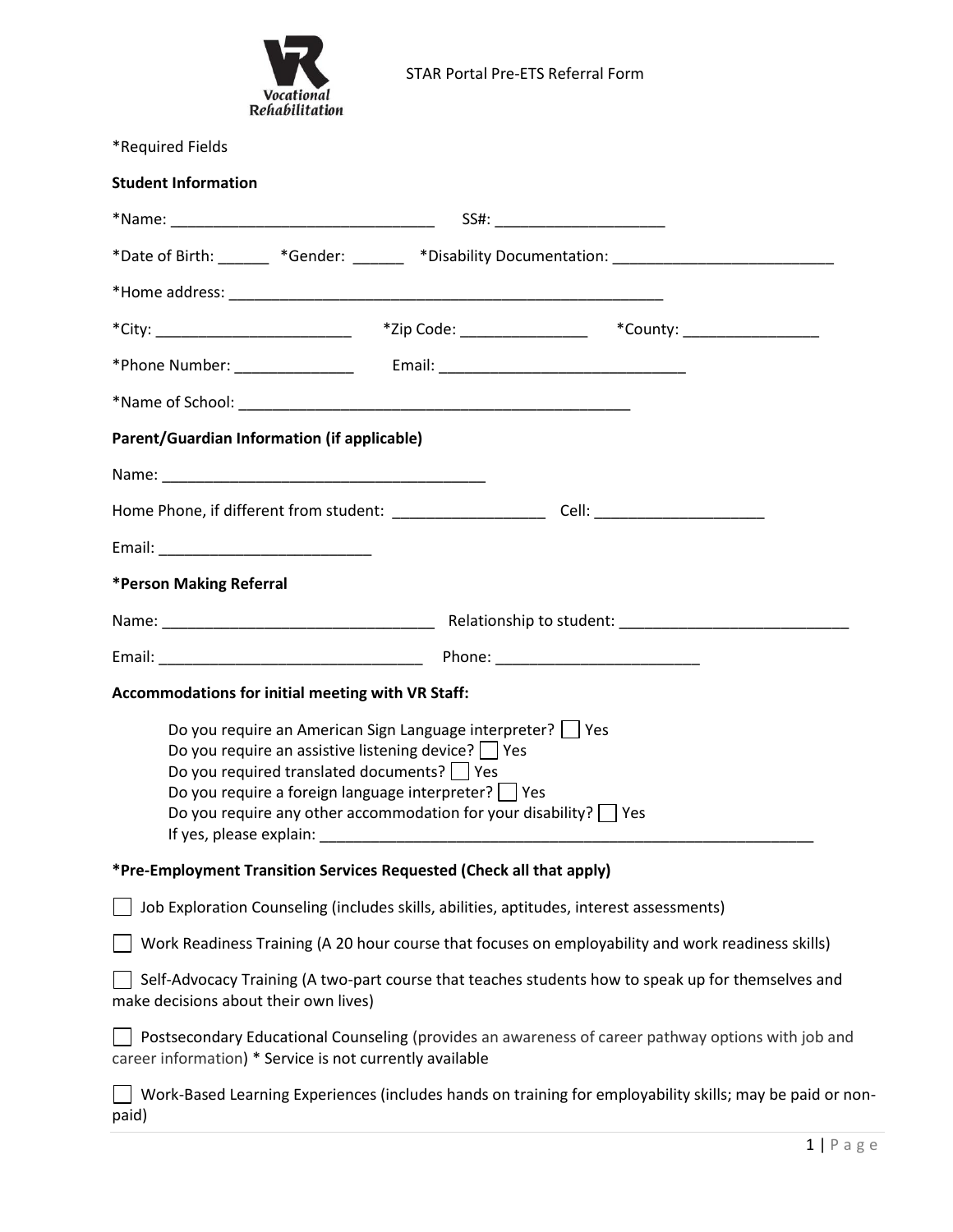STAR Portal Pre-ETS Referral Form

*Required Fields

**Student Information**

*Name: ______________________________ SS#: ____________________

*Date of Birth: ______ *Gender: ______ *Disability Documentation: _________________________

*Home address: ____________________________________________________

*City: _______________________ *Zip Code: _______________ *County: ________________

*Phone Number: ______________ Email: _____________________________

*Name of School: _______________________________________________

**Parent/Guardian Information (if applicable)**

Name: _____________________________________

Home Phone, if different from student: __________________ Cell: ____________________

Email: _________________________

***Person Making Referral**

Name: ________________________________ Relationship to student: ___________________________

Email: _______________________________ Phone: ________________________

**Accommodations for initial meeting with VR Staff:**

Do you require an American Sign Language interpreter? ☐ Yes
Do you require an assistive listening device? ☐ Yes
Do you required translated documents? ☐ Yes
Do you require a foreign language interpreter? ☐ Yes
Do you require any other accommodation for your disability? ☐ Yes
If yes, please explain: ___________________________________________________________

***Pre-Employment Transition Services Requested (Check all that apply)**

☐ Job Exploration Counseling (includes skills, abilities, aptitudes, interest assessments)

☐ Work Readiness Training (A 20 hour course that focuses on employability and work readiness skills)

☐ Self-Advocacy Training (A two-part course that teaches students how to speak up for themselves and make decisions about their own lives)

☐ Postsecondary Educational Counseling (provides an awareness of career pathway options with job and career information) * Service is not currently available

☐ Work-Based Learning Experiences (includes hands on training for employability skills; may be paid or non-paid)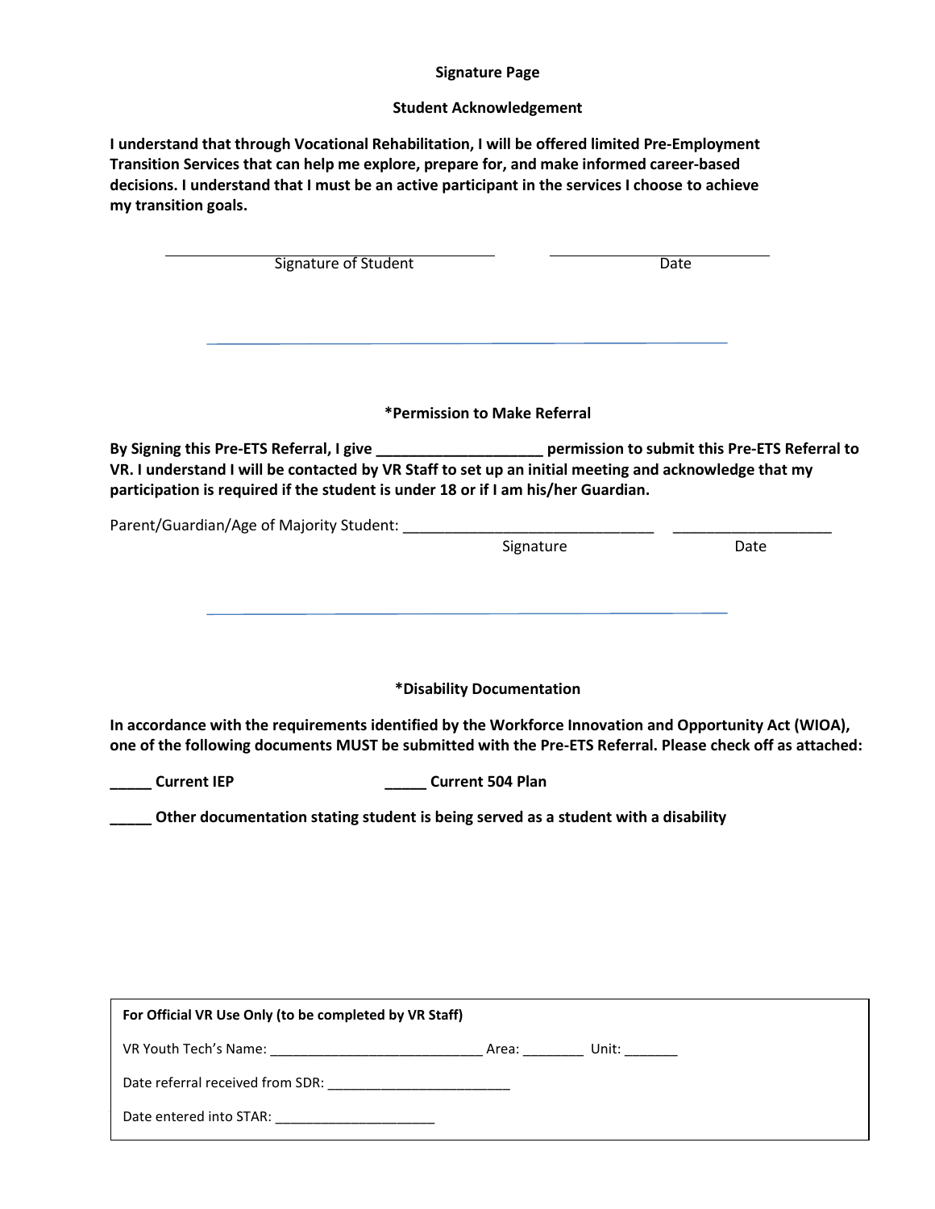**Signature Page**

**Student Acknowledgement**

**I understand that through Vocational Rehabilitation, I will be offered limited Pre-Employment Transition Services that can help me explore, prepare for, and make informed career-based decisions. I understand that I must be an active participant in the services I choose to achieve my transition goals.**

_________________________________________ ___________________________

Signature of Student Date

---

**\*Permission to Make Referral**

**By Signing this Pre-ETS Referral, I give ____________________ permission to submit this Pre-ETS Referral to VR. I understand I will be contacted by VR Staff to set up an initial meeting and acknowledge that my participation is required if the student is under 18 or if I am his/her Guardian.**

Parent/Guardian/Age of Majority Student: _______________________________ ____________________

Signature Date

---

**\*Disability Documentation**

**In accordance with the requirements identified by the Workforce Innovation and Opportunity Act (WIOA), one of the following documents MUST be submitted with the Pre-ETS Referral. Please check off as attached:**

**_____ Current IEP** **_____ Current 504 Plan**

**_____ Other documentation stating student is being served as a student with a disability**

| |
|---|
| **For Official VR Use Only (to be completed by VR Staff)** |
| VR Youth Tech's Name: ____________________________ Area: ________ Unit: _______ |
| Date referral received from SDR: ________________________ |
| Date entered into STAR: _____________________ |